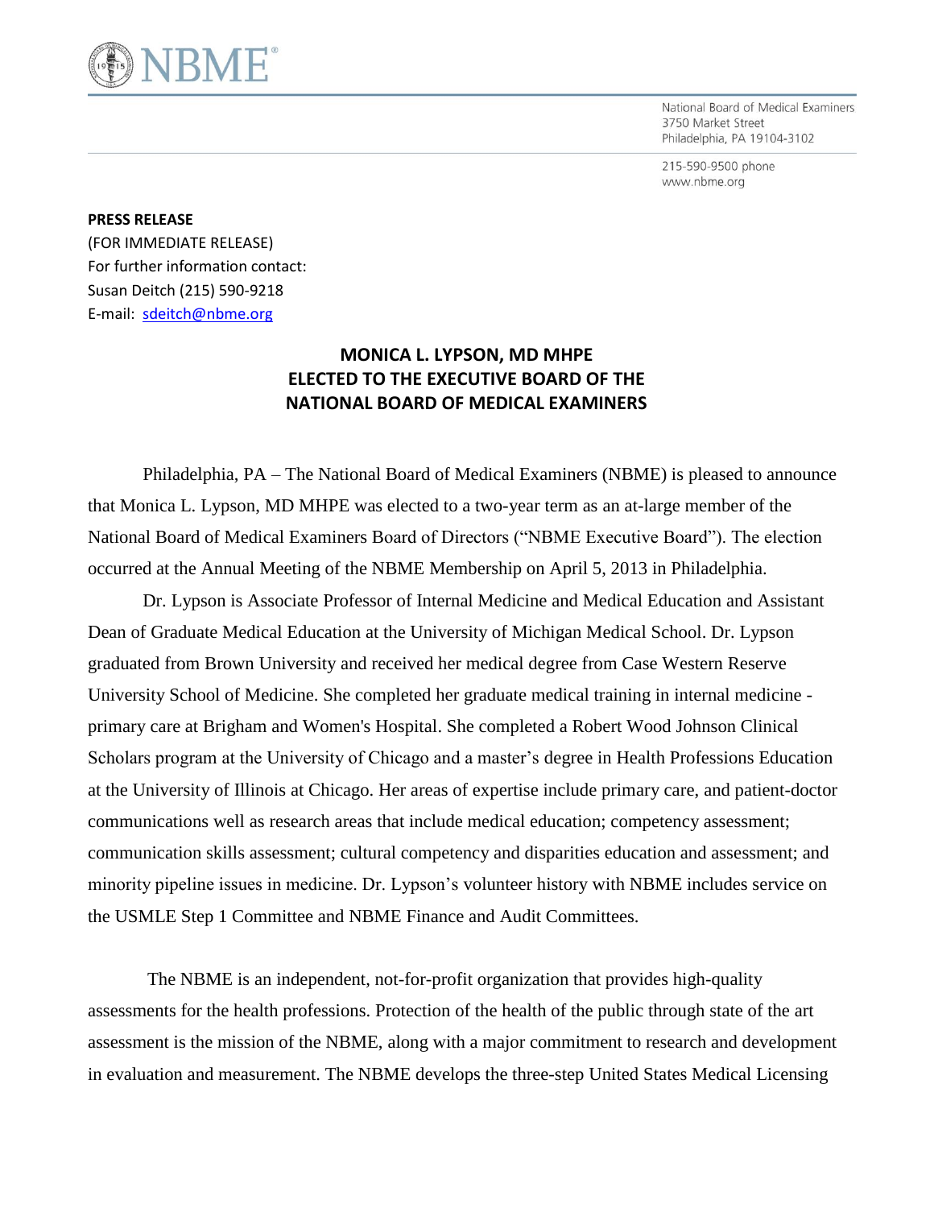National Board of Medical Examiners
3750 Market Street
Philadelphia, PA 19104-3102

215-590-9500 phone
www.nbme.org

**PRESS RELEASE**
(FOR IMMEDIATE RELEASE)
For further information contact:
Susan Deitch (215) 590-9218
E-mail: sdeitch@nbme.org

## MONICA L. LYPSON, MD MHPE ELECTED TO THE EXECUTIVE BOARD OF THE NATIONAL BOARD OF MEDICAL EXAMINERS

Philadelphia, PA – The National Board of Medical Examiners (NBME) is pleased to announce that Monica L. Lypson, MD MHPE was elected to a two-year term as an at-large member of the National Board of Medical Examiners Board of Directors ("NBME Executive Board"). The election occurred at the Annual Meeting of the NBME Membership on April 5, 2013 in Philadelphia.

Dr. Lypson is Associate Professor of Internal Medicine and Medical Education and Assistant Dean of Graduate Medical Education at the University of Michigan Medical School. Dr. Lypson graduated from Brown University and received her medical degree from Case Western Reserve University School of Medicine. She completed her graduate medical training in internal medicine - primary care at Brigham and Women's Hospital. She completed a Robert Wood Johnson Clinical Scholars program at the University of Chicago and a master's degree in Health Professions Education at the University of Illinois at Chicago. Her areas of expertise include primary care, and patient-doctor communications well as research areas that include medical education; competency assessment; communication skills assessment; cultural competency and disparities education and assessment; and minority pipeline issues in medicine. Dr. Lypson's volunteer history with NBME includes service on the USMLE Step 1 Committee and NBME Finance and Audit Committees.

The NBME is an independent, not-for-profit organization that provides high-quality assessments for the health professions. Protection of the health of the public through state of the art assessment is the mission of the NBME, along with a major commitment to research and development in evaluation and measurement. The NBME develops the three-step United States Medical Licensing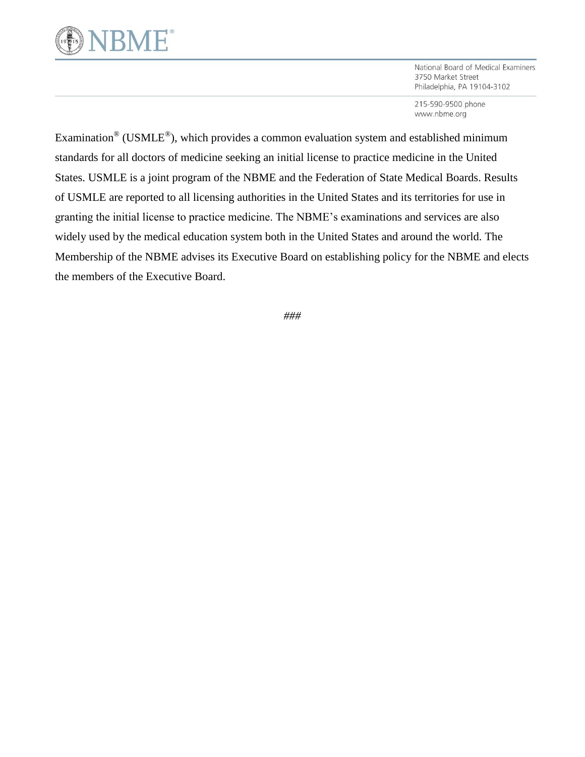Examination® (USMLE®), which provides a common evaluation system and established minimum standards for all doctors of medicine seeking an initial license to practice medicine in the United States. USMLE is a joint program of the NBME and the Federation of State Medical Boards. Results of USMLE are reported to all licensing authorities in the United States and its territories for use in granting the initial license to practice medicine. The NBME's examinations and services are also widely used by the medical education system both in the United States and around the world. The Membership of the NBME advises its Executive Board on establishing policy for the NBME and elects the members of the Executive Board.

###